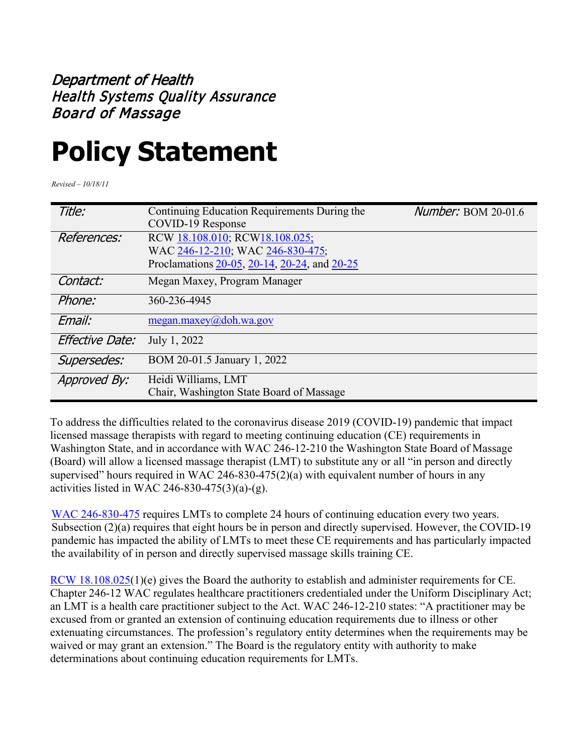*Department of Health*
*Health Systems Quality Assurance*
*Board of Massage*

# Policy Statement

*Revised – 10/18/11*

| | | |
|---|---|---|
| *Title:* | Continuing Education Requirements During the COVID-19 Response | *Number:* BOM 20-01.6 |
| *References:* | RCW 18.108.010; RCW18.108.025; WAC 246-12-210; WAC 246-830-475; Proclamations 20-05, 20-14, 20-24, and 20-25 | |
| *Contact:* | Megan Maxey, Program Manager | |
| *Phone:* | 360-236-4945 | |
| *Email:* | megan.maxey@doh.wa.gov | |
| *Effective Date:* | July 1, 2022 | |
| *Supersedes:* | BOM 20-01.5 January 1, 2022 | |
| *Approved By:* | Heidi Williams, LMT<br>Chair, Washington State Board of Massage | |

To address the difficulties related to the coronavirus disease 2019 (COVID-19) pandemic that impact licensed massage therapists with regard to meeting continuing education (CE) requirements in Washington State, and in accordance with WAC 246-12-210 the Washington State Board of Massage (Board) will allow a licensed massage therapist (LMT) to substitute any or all "in person and directly supervised" hours required in WAC 246-830-475(2)(a) with equivalent number of hours in any activities listed in WAC 246-830-475(3)(a)-(g).

WAC 246-830-475 requires LMTs to complete 24 hours of continuing education every two years. Subsection (2)(a) requires that eight hours be in person and directly supervised. However, the COVID-19 pandemic has impacted the ability of LMTs to meet these CE requirements and has particularly impacted the availability of in person and directly supervised massage skills training CE.

RCW 18.108.025(1)(e) gives the Board the authority to establish and administer requirements for CE. Chapter 246-12 WAC regulates healthcare practitioners credentialed under the Uniform Disciplinary Act; an LMT is a health care practitioner subject to the Act. WAC 246-12-210 states: "A practitioner may be excused from or granted an extension of continuing education requirements due to illness or other extenuating circumstances. The profession's regulatory entity determines when the requirements may be waived or may grant an extension." The Board is the regulatory entity with authority to make determinations about continuing education requirements for LMTs.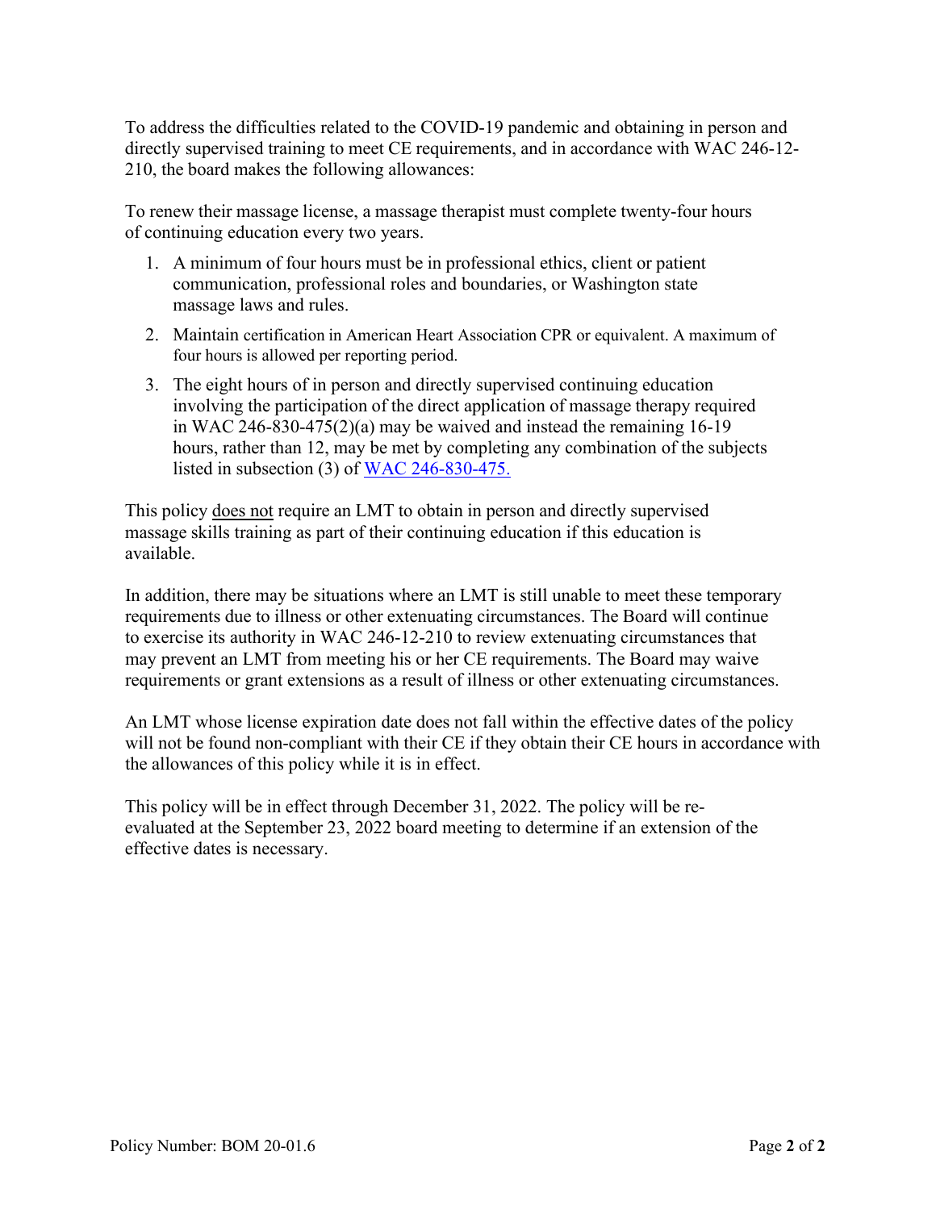To address the difficulties related to the COVID-19 pandemic and obtaining in person and directly supervised training to meet CE requirements, and in accordance with WAC 246-12-210, the board makes the following allowances:

To renew their massage license, a massage therapist must complete twenty-four hours of continuing education every two years.

1. A minimum of four hours must be in professional ethics, client or patient communication, professional roles and boundaries, or Washington state massage laws and rules.
2. Maintain certification in American Heart Association CPR or equivalent. A maximum of four hours is allowed per reporting period.
3. The eight hours of in person and directly supervised continuing education involving the participation of the direct application of massage therapy required in WAC 246-830-475(2)(a) may be waived and instead the remaining 16-19 hours, rather than 12, may be met by completing any combination of the subjects listed in subsection (3) of [WAC 246-830-475.](WAC 246-830-475.)

This policy <u>does not</u> require an LMT to obtain in person and directly supervised massage skills training as part of their continuing education if this education is available.

In addition, there may be situations where an LMT is still unable to meet these temporary requirements due to illness or other extenuating circumstances. The Board will continue to exercise its authority in WAC 246-12-210 to review extenuating circumstances that may prevent an LMT from meeting his or her CE requirements. The Board may waive requirements or grant extensions as a result of illness or other extenuating circumstances.

An LMT whose license expiration date does not fall within the effective dates of the policy will not be found non-compliant with their CE if they obtain their CE hours in accordance with the allowances of this policy while it is in effect.

This policy will be in effect through December 31, 2022. The policy will be re-evaluated at the September 23, 2022 board meeting to determine if an extension of the effective dates is necessary.

Policy Number: BOM 20-01.6